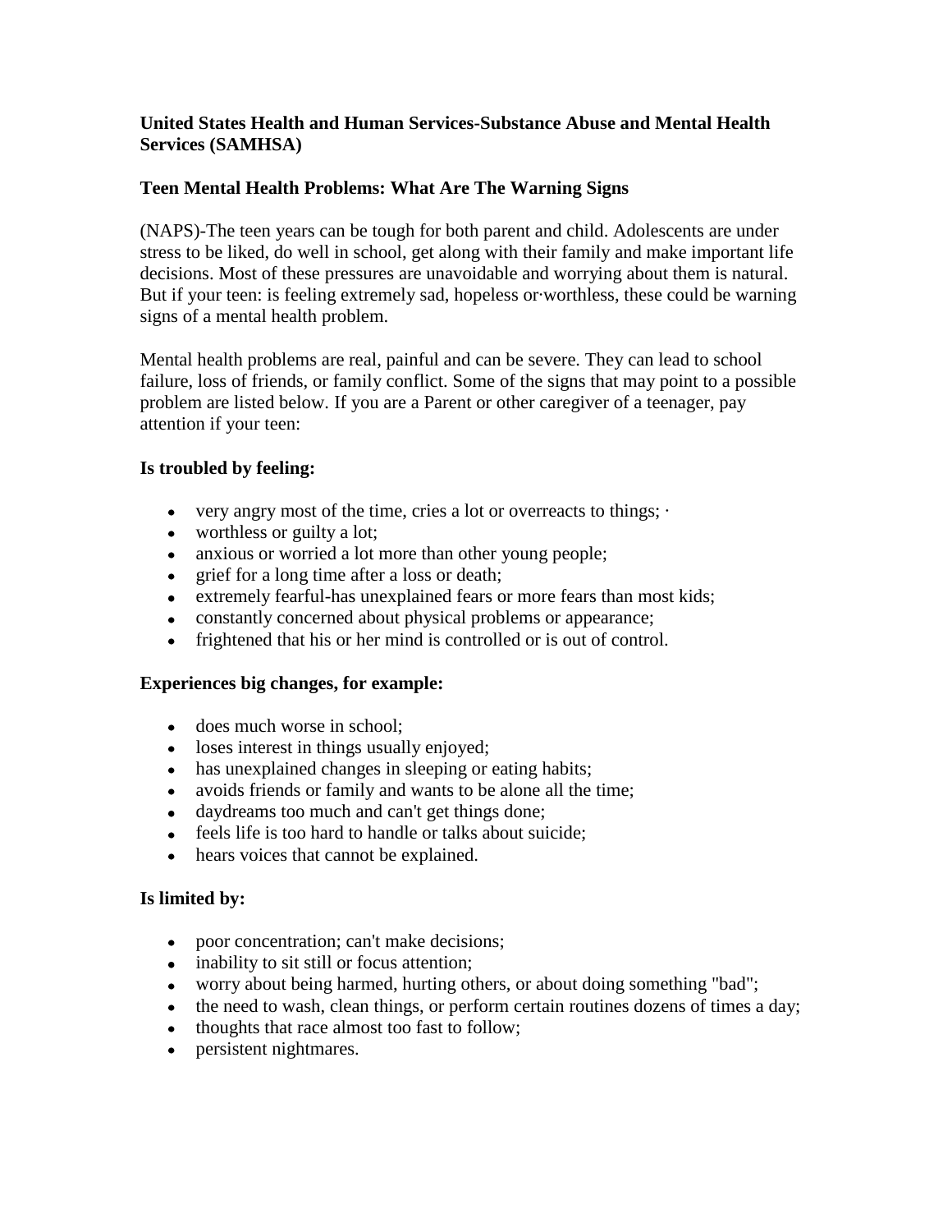**United States Health and Human Services-Substance Abuse and Mental Health Services (SAMHSA)**

**Teen Mental Health Problems: What Are The Warning Signs**

(NAPS)-The teen years can be tough for both parent and child. Adolescents are under stress to be liked, do well in school, get along with their family and make important life decisions. Most of these pressures are unavoidable and worrying about them is natural. But if your teen: is feeling extremely sad, hopeless or·worthless, these could be warning signs of a mental health problem.

Mental health problems are real, painful and can be severe. They can lead to school failure, loss of friends, or family conflict. Some of the signs that may point to a possible problem are listed below. If you are a Parent or other caregiver of a teenager, pay attention if your teen:

**Is troubled by feeling:**

- very angry most of the time, cries a lot or overreacts to things; ·
- worthless or guilty a lot;
- anxious or worried a lot more than other young people;
- grief for a long time after a loss or death;
- extremely fearful-has unexplained fears or more fears than most kids;
- constantly concerned about physical problems or appearance;
- frightened that his or her mind is controlled or is out of control.

**Experiences big changes, for example:**

- does much worse in school;
- loses interest in things usually enjoyed;
- has unexplained changes in sleeping or eating habits;
- avoids friends or family and wants to be alone all the time;
- daydreams too much and can't get things done;
- feels life is too hard to handle or talks about suicide;
- hears voices that cannot be explained.

**Is limited by:**

- poor concentration; can't make decisions;
- inability to sit still or focus attention;
- worry about being harmed, hurting others, or about doing something "bad";
- the need to wash, clean things, or perform certain routines dozens of times a day;
- thoughts that race almost too fast to follow;
- persistent nightmares.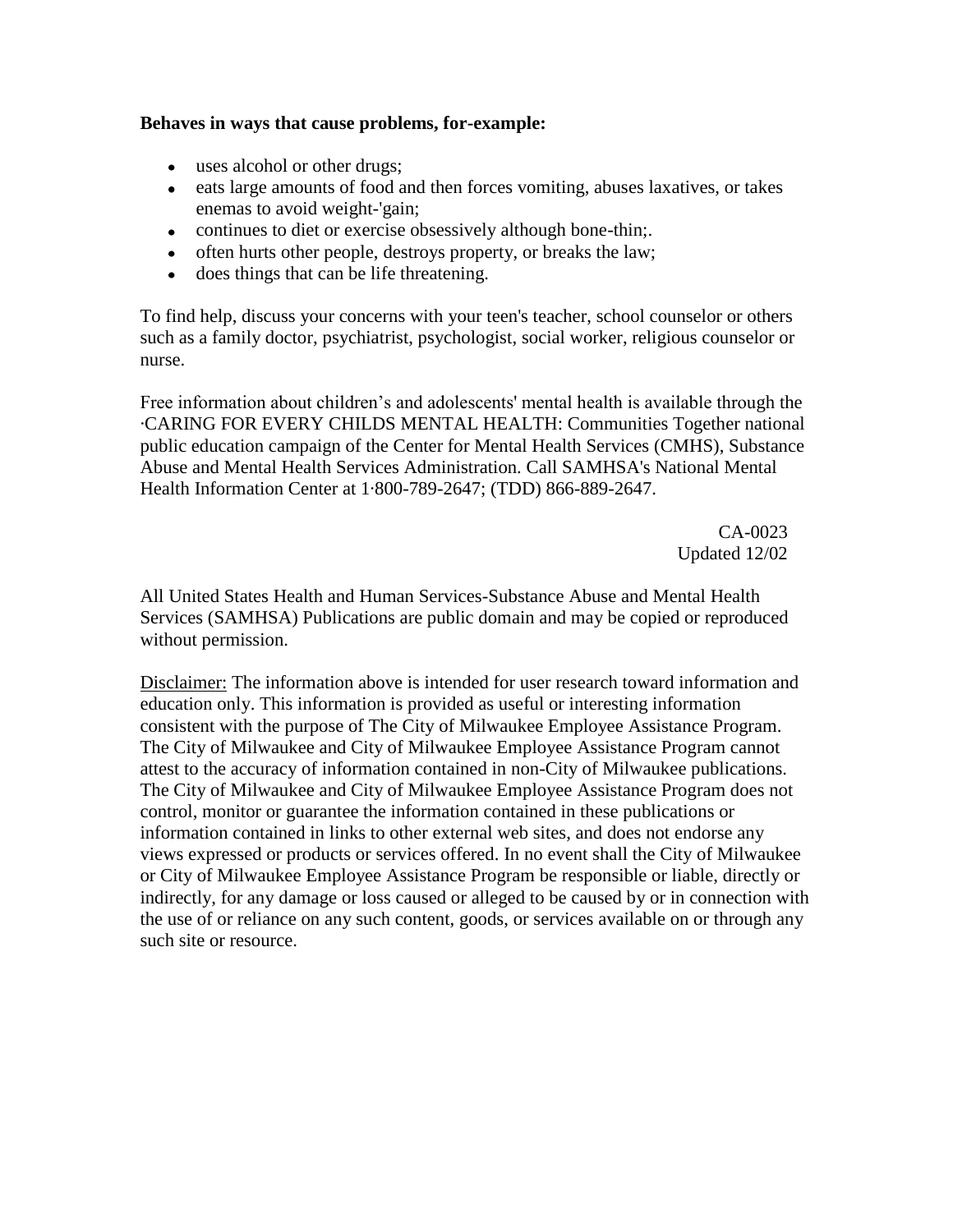**Behaves in ways that cause problems, for-example:**

- uses alcohol or other drugs;
- eats large amounts of food and then forces vomiting, abuses laxatives, or takes enemas to avoid weight-'gain;
- continues to diet or exercise obsessively although bone-thin;.
- often hurts other people, destroys property, or breaks the law;
- does things that can be life threatening.

To find help, discuss your concerns with your teen's teacher, school counselor or others such as a family doctor, psychiatrist, psychologist, social worker, religious counselor or nurse.

Free information about children's and adolescents' mental health is available through the ·CARING FOR EVERY CHILDS MENTAL HEALTH: Communities Together national public education campaign of the Center for Mental Health Services (CMHS), Substance Abuse and Mental Health Services Administration. Call SAMHSA's National Mental Health Information Center at 1·800-789-2647; (TDD) 866-889-2647.

CA-0023
Updated 12/02

All United States Health and Human Services-Substance Abuse and Mental Health Services (SAMHSA) Publications are public domain and may be copied or reproduced without permission.

Disclaimer: The information above is intended for user research toward information and education only. This information is provided as useful or interesting information consistent with the purpose of The City of Milwaukee Employee Assistance Program. The City of Milwaukee and City of Milwaukee Employee Assistance Program cannot attest to the accuracy of information contained in non-City of Milwaukee publications. The City of Milwaukee and City of Milwaukee Employee Assistance Program does not control, monitor or guarantee the information contained in these publications or information contained in links to other external web sites, and does not endorse any views expressed or products or services offered. In no event shall the City of Milwaukee or City of Milwaukee Employee Assistance Program be responsible or liable, directly or indirectly, for any damage or loss caused or alleged to be caused by or in connection with the use of or reliance on any such content, goods, or services available on or through any such site or resource.